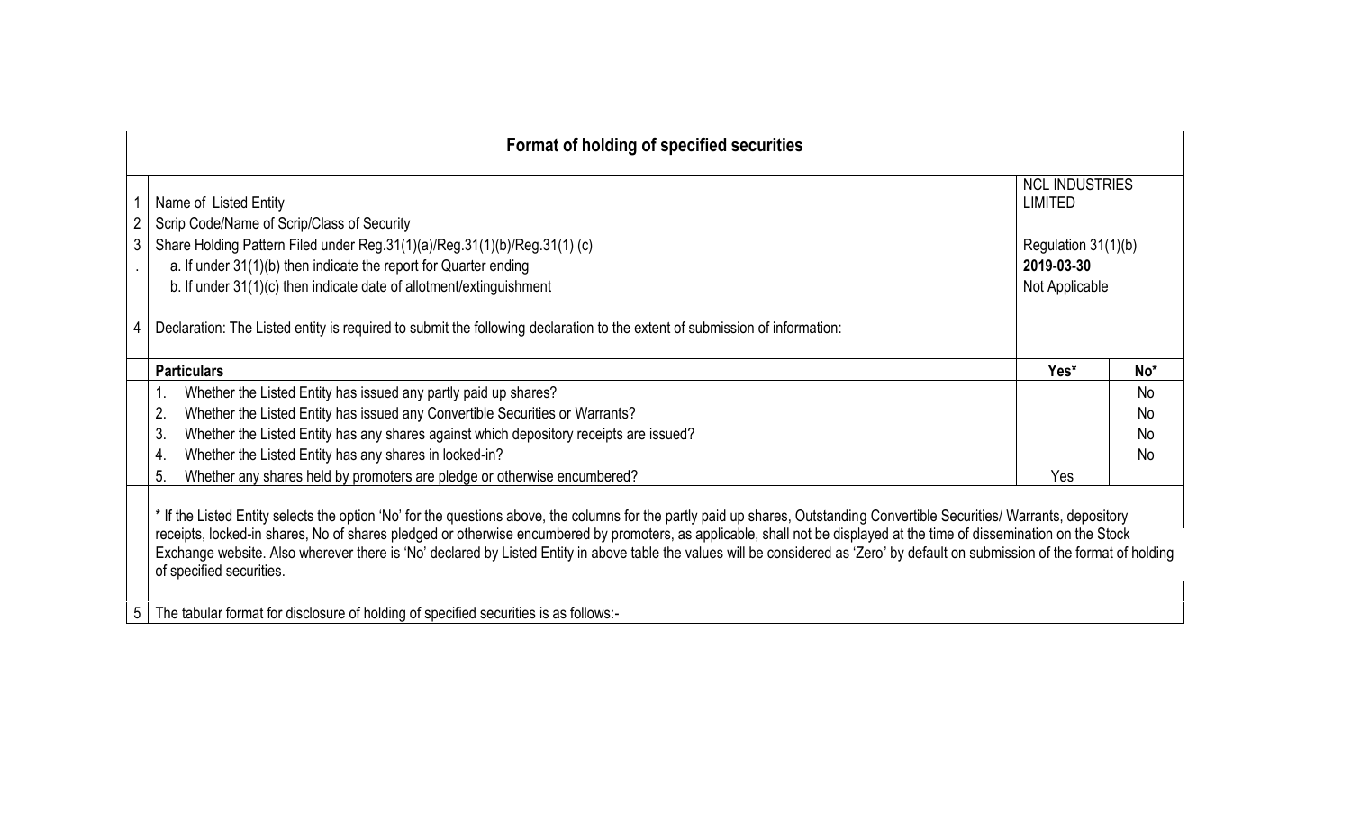# Format of holding of specified securities

| | | | |
|---|---|---|---|
| 1 | Name of Listed Entity | NCL INDUSTRIES LIMITED | |
| 2 | Scrip Code/Name of Scrip/Class of Security | | |
| 3. | Share Holding Pattern Filed under Reg.31(1)(a)/Reg.31(1)(b)/Reg.31(1) (c) | Regulation 31(1)(b) | |
| | a. If under 31(1)(b) then indicate the report for Quarter ending | **2019-03-30** | |
| | b. If under 31(1)(c) then indicate date of allotment/extinguishment | Not Applicable | |
| 4 | Declaration: The Listed entity is required to submit the following declaration to the extent of submission of information: | | |

| | Particulars | Yes* | No* |
|---|---|---|---|
| | 1. Whether the Listed Entity has issued any partly paid up shares? | | No |
| | 2. Whether the Listed Entity has issued any Convertible Securities or Warrants? | | No |
| | 3. Whether the Listed Entity has any shares against which depository receipts are issued? | | No |
| | 4. Whether the Listed Entity has any shares in locked-in? | | No |
| | 5. Whether any shares held by promoters are pledge or otherwise encumbered? | Yes | |

\* If the Listed Entity selects the option 'No' for the questions above, the columns for the partly paid up shares, Outstanding Convertible Securities/ Warrants, depository receipts, locked-in shares, No of shares pledged or otherwise encumbered by promoters, as applicable, shall not be displayed at the time of dissemination on the Stock Exchange website. Also wherever there is 'No' declared by Listed Entity in above table the values will be considered as 'Zero' by default on submission of the format of holding of specified securities.

5 The tabular format for disclosure of holding of specified securities is as follows:-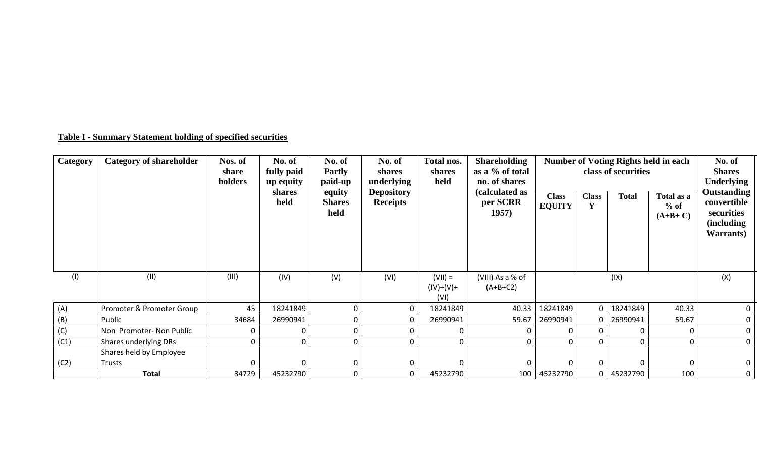**Table I - Summary Statement holding of specified securities**

| Category | Category of shareholder | Nos. of share holders | No. of fully paid up equity shares held | No. of Partly paid-up equity Shares held | No. of shares underlying Depository Receipts | Total nos. shares held | Shareholding as a % of total no. of shares (calculated as per SCRR 1957) | Number of Voting Rights held in each class of securities | | | | No. of Shares Underlying Outstanding convertible securities (including Warrants) |
|---|---|---|---|---|---|---|---|---|---|---|---|---|
| | | | | | | | | Class EQUITY | Class Y | Total | Total as a % of (A+B+ C) | |
| (I) | (II) | (III) | (IV) | (V) | (VI) | (VII) = (IV)+(V)+ (VI) | (VIII) As a % of (A+B+C2) | (IX) | | | | (X) |
| (A) | Promoter & Promoter Group | 45 | 18241849 | 0 | 0 | 18241849 | 40.33 | 18241849 | 0 | 18241849 | 40.33 | 0 |
| (B) | Public | 34684 | 26990941 | 0 | 0 | 26990941 | 59.67 | 26990941 | 0 | 26990941 | 59.67 | 0 |
| (C) | Non Promoter- Non Public | 0 | 0 | 0 | 0 | 0 | 0 | 0 | 0 | 0 | 0 | 0 |
| (C1) | Shares underlying DRs | 0 | 0 | 0 | 0 | 0 | 0 | 0 | 0 | 0 | 0 | 0 |
| (C2) | Shares held by Employee Trusts | 0 | 0 | 0 | 0 | 0 | 0 | 0 | 0 | 0 | 0 | 0 |
| | **Total** | 34729 | 45232790 | 0 | 0 | 45232790 | 100 | 45232790 | 0 | 45232790 | 100 | 0 |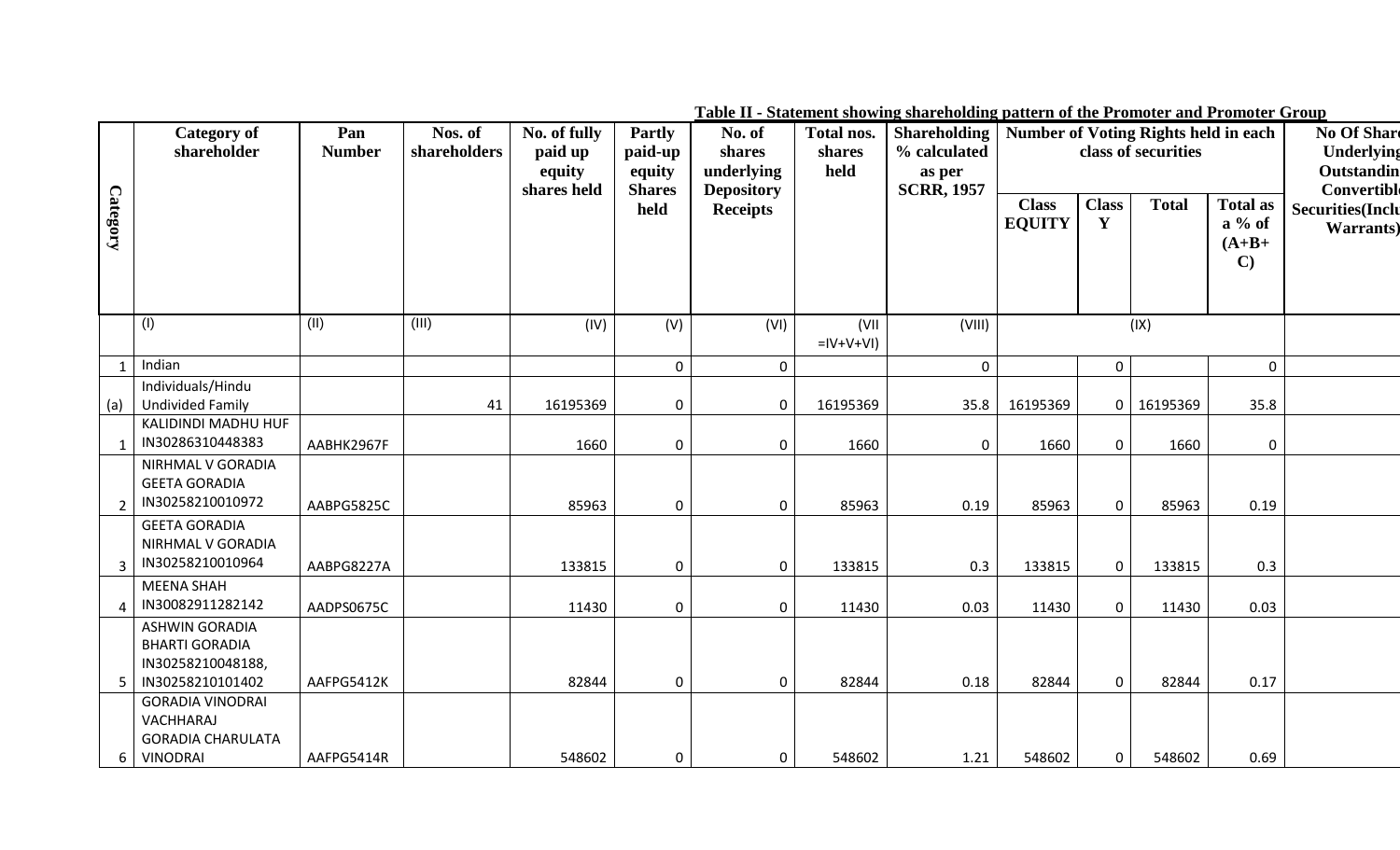**Table II - Statement showing shareholding pattern of the Promoter and Promoter Group**

| Category | Category of shareholder | Pan Number | Nos. of shareholders | No. of fully paid up equity shares held | Partly paid-up equity Shares held | No. of shares underlying Depository Receipts | Total nos. shares held | Shareholding % calculated as per SCRR, 1957 | Number of Voting Rights held in each class of securities | | | | No Of Shares Underlying Outstanding Convertible Securities(Including Warrants) |
|---|---|---|---|---|---|---|---|---|---|---|---|---|---|
| | | | | | | | | | Class EQUITY | Class Y | Total | Total as a % of (A+B+C) | |
| | (I) | (II) | (III) | (IV) | (V) | (VI) | (VII =IV+V+VI) | (VIII) | (IX) | | | | |
| 1 | Indian | | | | 0 | 0 | | 0 | | 0 | | 0 | |
| (a) | Individuals/Hindu Undivided Family | | 41 | 16195369 | 0 | 0 | 16195369 | 35.8 | 16195369 | 0 | 16195369 | 35.8 | |
| 1 | KALIDINDI MADHU HUF IN30286310448383 | AABHK2967F | | 1660 | 0 | 0 | 1660 | 0 | 1660 | 0 | 1660 | 0 | |
| 2 | NIRHMAL V GORADIA GEETA GORADIA IN30258210010972 | AABPG5825C | | 85963 | 0 | 0 | 85963 | 0.19 | 85963 | 0 | 85963 | 0.19 | |
| 3 | GEETA GORADIA NIRHMAL V GORADIA IN30258210010964 | AABPG8227A | | 133815 | 0 | 0 | 133815 | 0.3 | 133815 | 0 | 133815 | 0.3 | |
| 4 | MEENA SHAH IN30082911282142 | AADPS0675C | | 11430 | 0 | 0 | 11430 | 0.03 | 11430 | 0 | 11430 | 0.03 | |
| 5 | ASHWIN GORADIA BHARTI GORADIA IN30258210048188, IN30258210101402 | AAFPG5412K | | 82844 | 0 | 0 | 82844 | 0.18 | 82844 | 0 | 82844 | 0.17 | |
| 6 | GORADIA VINODRAI VACHHARAJ GORADIA CHARULATA VINODRAI | AAFPG5414R | | 548602 | 0 | 0 | 548602 | 1.21 | 548602 | 0 | 548602 | 0.69 | |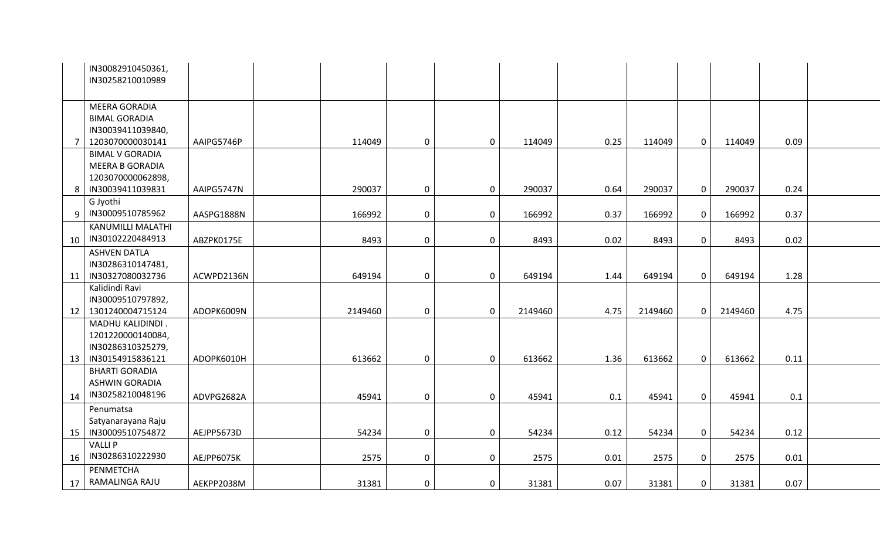| | | | | | | | | | | | | |
|---|---|---|---|---|---|---|---|---|---|---|---|---|
| | IN30082910450361, IN30258210010989 | | | | | | | | | | | |
| 7 | MEERA GORADIA BIMAL GORADIA IN30039411039840, 1203070000030141 | AAIPG5746P | | 114049 | 0 | 0 | 114049 | 0.25 | 114049 | 0 | 114049 | 0.09 |
| 8 | BIMAL V GORADIA MEERA B GORADIA 1203070000062898, IN30039411039831 | AAIPG5747N | | 290037 | 0 | 0 | 290037 | 0.64 | 290037 | 0 | 290037 | 0.24 |
| 9 | G Jyothi IN30009510785962 | AASPG1888N | | 166992 | 0 | 0 | 166992 | 0.37 | 166992 | 0 | 166992 | 0.37 |
| 10 | KANUMILLI MALATHI IN30102220484913 | ABZPK0175E | | 8493 | 0 | 0 | 8493 | 0.02 | 8493 | 0 | 8493 | 0.02 |
| 11 | ASHVEN DATLA IN30286310147481, IN30327080032736 | ACWPD2136N | | 649194 | 0 | 0 | 649194 | 1.44 | 649194 | 0 | 649194 | 1.28 |
| 12 | Kalidindi Ravi IN30009510797892, 1301240004715124 | ADOPK6009N | | 2149460 | 0 | 0 | 2149460 | 4.75 | 2149460 | 0 | 2149460 | 4.75 |
| 13 | MADHU KALIDINDI . 1201220000140084, IN30286310325279, IN30154915836121 | ADOPK6010H | | 613662 | 0 | 0 | 613662 | 1.36 | 613662 | 0 | 613662 | 0.11 |
| 14 | BHARTI GORADIA ASHWIN GORADIA IN30258210048196 | ADVPG2682A | | 45941 | 0 | 0 | 45941 | 0.1 | 45941 | 0 | 45941 | 0.1 |
| 15 | Penumatsa Satyanarayana Raju IN30009510754872 | AEJPP5673D | | 54234 | 0 | 0 | 54234 | 0.12 | 54234 | 0 | 54234 | 0.12 |
| 16 | VALLI P IN30286310222930 | AEJPP6075K | | 2575 | 0 | 0 | 2575 | 0.01 | 2575 | 0 | 2575 | 0.01 |
| 17 | PENMETCHA RAMALINGA RAJU | AEKPP2038M | | 31381 | 0 | 0 | 31381 | 0.07 | 31381 | 0 | 31381 | 0.07 |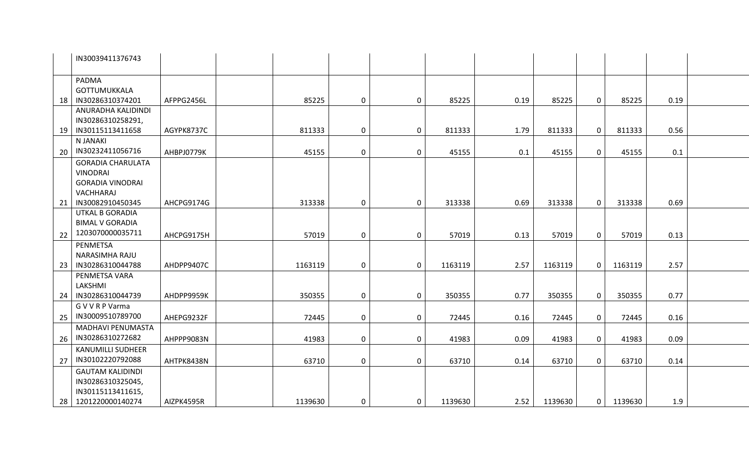| | | | | | | | | | | | | | |
|---|---|---|---|---|---|---|---|---|---|---|---|---|---|
| | IN30039411376743 | | | | | | | | | | | | |
| 18 | PADMA GOTTUMUKKALA IN30286310374201 | AFPPG2456L | | 85225 | 0 | 0 | 85225 | 0.19 | 85225 | 0 | 85225 | 0.19 | |
| 19 | ANURADHA KALIDINDI IN30286310258291, IN30115113411658 | AGYPK8737C | | 811333 | 0 | 0 | 811333 | 1.79 | 811333 | 0 | 811333 | 0.56 | |
| 20 | N JANAKI IN30232411056716 | AHBPJ0779K | | 45155 | 0 | 0 | 45155 | 0.1 | 45155 | 0 | 45155 | 0.1 | |
| 21 | GORADIA CHARULATA VINODRAI GORADIA VINODRAI VACHHARAJ IN30082910450345 | AHCPG9174G | | 313338 | 0 | 0 | 313338 | 0.69 | 313338 | 0 | 313338 | 0.69 | |
| 22 | UTKAL B GORADIA BIMAL V GORADIA 1203070000035711 | AHCPG9175H | | 57019 | 0 | 0 | 57019 | 0.13 | 57019 | 0 | 57019 | 0.13 | |
| 23 | PENMETSA NARASIMHA RAJU IN30286310044788 | AHDPP9407C | | 1163119 | 0 | 0 | 1163119 | 2.57 | 1163119 | 0 | 1163119 | 2.57 | |
| 24 | PENMETSA VARA LAKSHMI IN30286310044739 | AHDPP9959K | | 350355 | 0 | 0 | 350355 | 0.77 | 350355 | 0 | 350355 | 0.77 | |
| 25 | G V V R P Varma IN30009510789700 | AHEPG9232F | | 72445 | 0 | 0 | 72445 | 0.16 | 72445 | 0 | 72445 | 0.16 | |
| 26 | MADHAVI PENUMASTA IN30286310272682 | AHPPP9083N | | 41983 | 0 | 0 | 41983 | 0.09 | 41983 | 0 | 41983 | 0.09 | |
| 27 | KANUMILLI SUDHEER IN30102220792088 | AHTPK8438N | | 63710 | 0 | 0 | 63710 | 0.14 | 63710 | 0 | 63710 | 0.14 | |
| 28 | GAUTAM KALIDINDI IN30286310325045, IN30115113411615, 1201220000140274 | AIZPK4595R | | 1139630 | 0 | 0 | 1139630 | 2.52 | 1139630 | 0 | 1139630 | 1.9 | |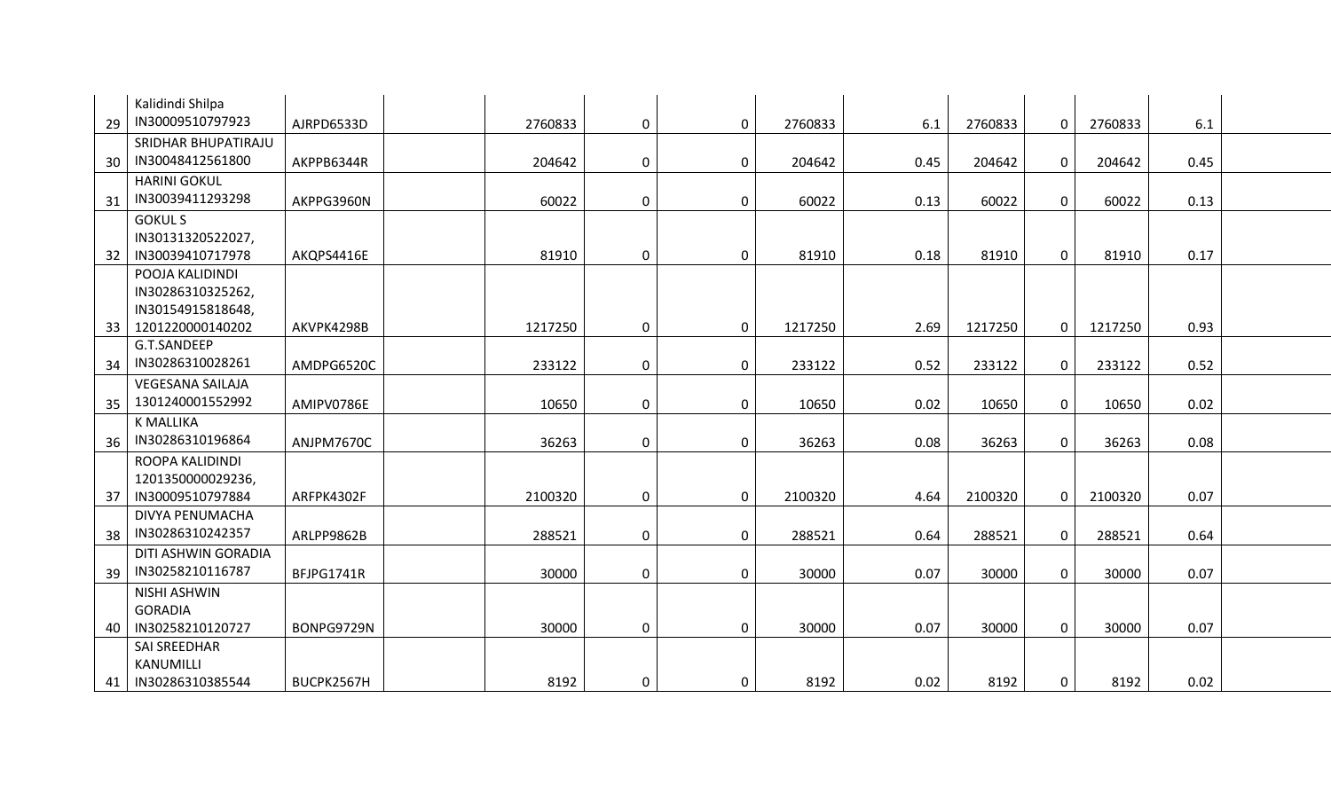| | | | | | | | | | | | | | |
|---|---|---|---|---|---|---|---|---|---|---|---|---|---|
| 29 | Kalidindi Shilpa IN30009510797923 | AJRPD6533D | | 2760833 | 0 | 0 | 2760833 | 6.1 | 2760833 | 0 | 2760833 | 6.1 | |
| 30 | SRIDHAR BHUPATIRAJU IN30048412561800 | AKPPB6344R | | 204642 | 0 | 0 | 204642 | 0.45 | 204642 | 0 | 204642 | 0.45 | |
| 31 | HARINI GOKUL IN30039411293298 | AKPPG3960N | | 60022 | 0 | 0 | 60022 | 0.13 | 60022 | 0 | 60022 | 0.13 | |
| 32 | GOKUL S IN30131320522027, IN30039410717978 | AKQPS4416E | | 81910 | 0 | 0 | 81910 | 0.18 | 81910 | 0 | 81910 | 0.17 | |
| 33 | POOJA KALIDINDI IN30286310325262, IN30154915818648, 1201220000140202 | AKVPK4298B | | 1217250 | 0 | 0 | 1217250 | 2.69 | 1217250 | 0 | 1217250 | 0.93 | |
| 34 | G.T.SANDEEP IN30286310028261 | AMDPG6520C | | 233122 | 0 | 0 | 233122 | 0.52 | 233122 | 0 | 233122 | 0.52 | |
| 35 | VEGESANA SAILAJA 1301240001552992 | AMIPV0786E | | 10650 | 0 | 0 | 10650 | 0.02 | 10650 | 0 | 10650 | 0.02 | |
| 36 | K MALLIKA IN30286310196864 | ANJPM7670C | | 36263 | 0 | 0 | 36263 | 0.08 | 36263 | 0 | 36263 | 0.08 | |
| 37 | ROOPA KALIDINDI 1201350000029236, IN30009510797884 | ARFPK4302F | | 2100320 | 0 | 0 | 2100320 | 4.64 | 2100320 | 0 | 2100320 | 0.07 | |
| 38 | DIVYA PENUMACHA IN30286310242357 | ARLPP9862B | | 288521 | 0 | 0 | 288521 | 0.64 | 288521 | 0 | 288521 | 0.64 | |
| 39 | DITI ASHWIN GORADIA IN30258210116787 | BFJPG1741R | | 30000 | 0 | 0 | 30000 | 0.07 | 30000 | 0 | 30000 | 0.07 | |
| 40 | NISHI ASHWIN GORADIA IN30258210120727 | BONPG9729N | | 30000 | 0 | 0 | 30000 | 0.07 | 30000 | 0 | 30000 | 0.07 | |
| 41 | SAI SREEDHAR KANUMILLI IN30286310385544 | BUCPK2567H | | 8192 | 0 | 0 | 8192 | 0.02 | 8192 | 0 | 8192 | 0.02 | |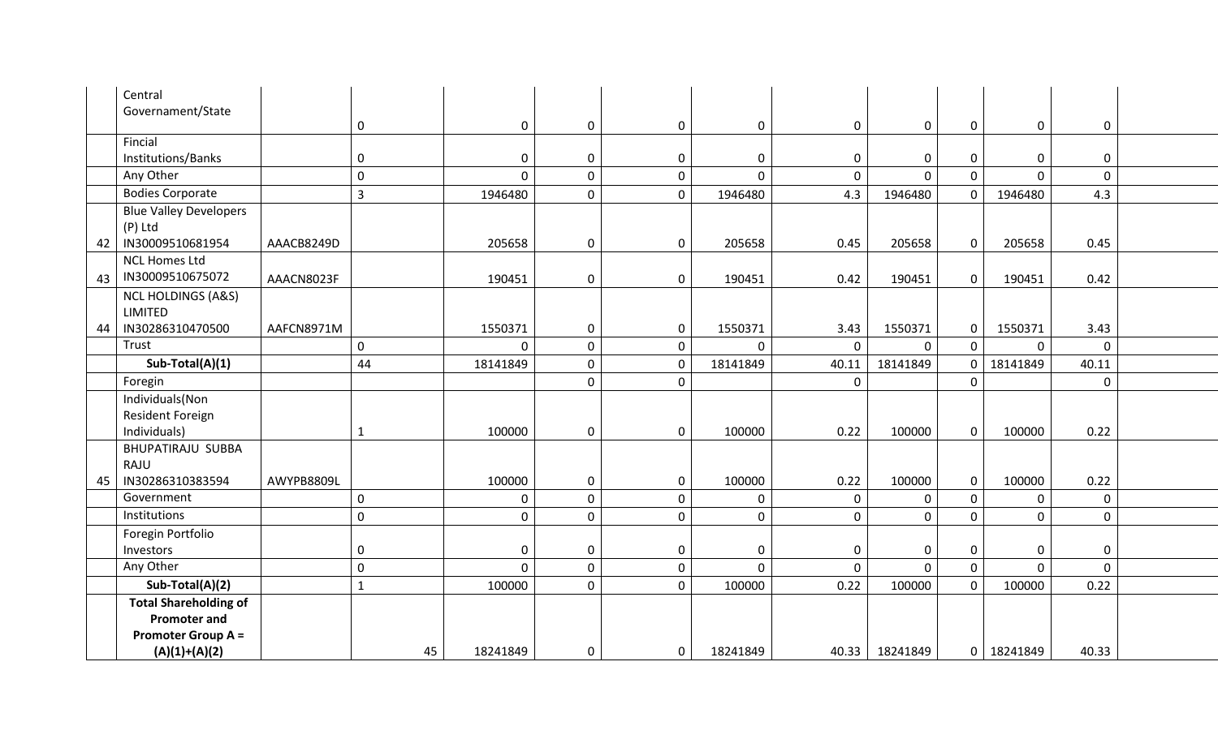| | | | | | | | | | | | | |
|---|---|---|---|---|---|---|---|---|---|---|---|---|
| | Central Governament/State | | 0 | 0 | 0 | 0 | 0 | 0 | 0 | 0 | 0 | 0 | |
| | Fincial Institutions/Banks | | 0 | 0 | 0 | 0 | 0 | 0 | 0 | 0 | 0 | 0 | |
| | Any Other | | 0 | 0 | 0 | 0 | 0 | 0 | 0 | 0 | 0 | 0 | |
| | Bodies Corporate | | 3 | 1946480 | 0 | 0 | 1946480 | 4.3 | 1946480 | 0 | 1946480 | 4.3 | |
| 42 | Blue Valley Developers (P) Ltd IN30009510681954 | AAACB8249D | | 205658 | 0 | 0 | 205658 | 0.45 | 205658 | 0 | 205658 | 0.45 | |
| 43 | NCL Homes Ltd IN30009510675072 | AAACN8023F | | 190451 | 0 | 0 | 190451 | 0.42 | 190451 | 0 | 190451 | 0.42 | |
| 44 | NCL HOLDINGS (A&S) LIMITED IN30286310470500 | AAFCN8971M | | 1550371 | 0 | 0 | 1550371 | 3.43 | 1550371 | 0 | 1550371 | 3.43 | |
| | Trust | | 0 | 0 | 0 | 0 | 0 | 0 | 0 | 0 | 0 | 0 | |
| | **Sub-Total(A)(1)** | | 44 | 18141849 | 0 | 0 | 18141849 | 40.11 | 18141849 | 0 | 18141849 | 40.11 | |
| | Foregin | | | | 0 | 0 | | 0 | | 0 | | 0 | |
| | Individuals(Non Resident Foreign Individuals) | | 1 | 100000 | 0 | 0 | 100000 | 0.22 | 100000 | 0 | 100000 | 0.22 | |
| 45 | BHUPATIRAJU SUBBA RAJU IN30286310383594 | AWYPB8809L | | 100000 | 0 | 0 | 100000 | 0.22 | 100000 | 0 | 100000 | 0.22 | |
| | Government | | 0 | 0 | 0 | 0 | 0 | 0 | 0 | 0 | 0 | 0 | |
| | Institutions | | 0 | 0 | 0 | 0 | 0 | 0 | 0 | 0 | 0 | 0 | |
| | Foregin Portfolio Investors | | 0 | 0 | 0 | 0 | 0 | 0 | 0 | 0 | 0 | 0 | |
| | Any Other | | 0 | 0 | 0 | 0 | 0 | 0 | 0 | 0 | 0 | 0 | |
| | **Sub-Total(A)(2)** | | 1 | 100000 | 0 | 0 | 100000 | 0.22 | 100000 | 0 | 100000 | 0.22 | |
| | **Total Shareholding of Promoter and Promoter Group A = (A)(1)+(A)(2)** | | 45 | 18241849 | 0 | 0 | 18241849 | 40.33 | 18241849 | 0 | 18241849 | 40.33 | |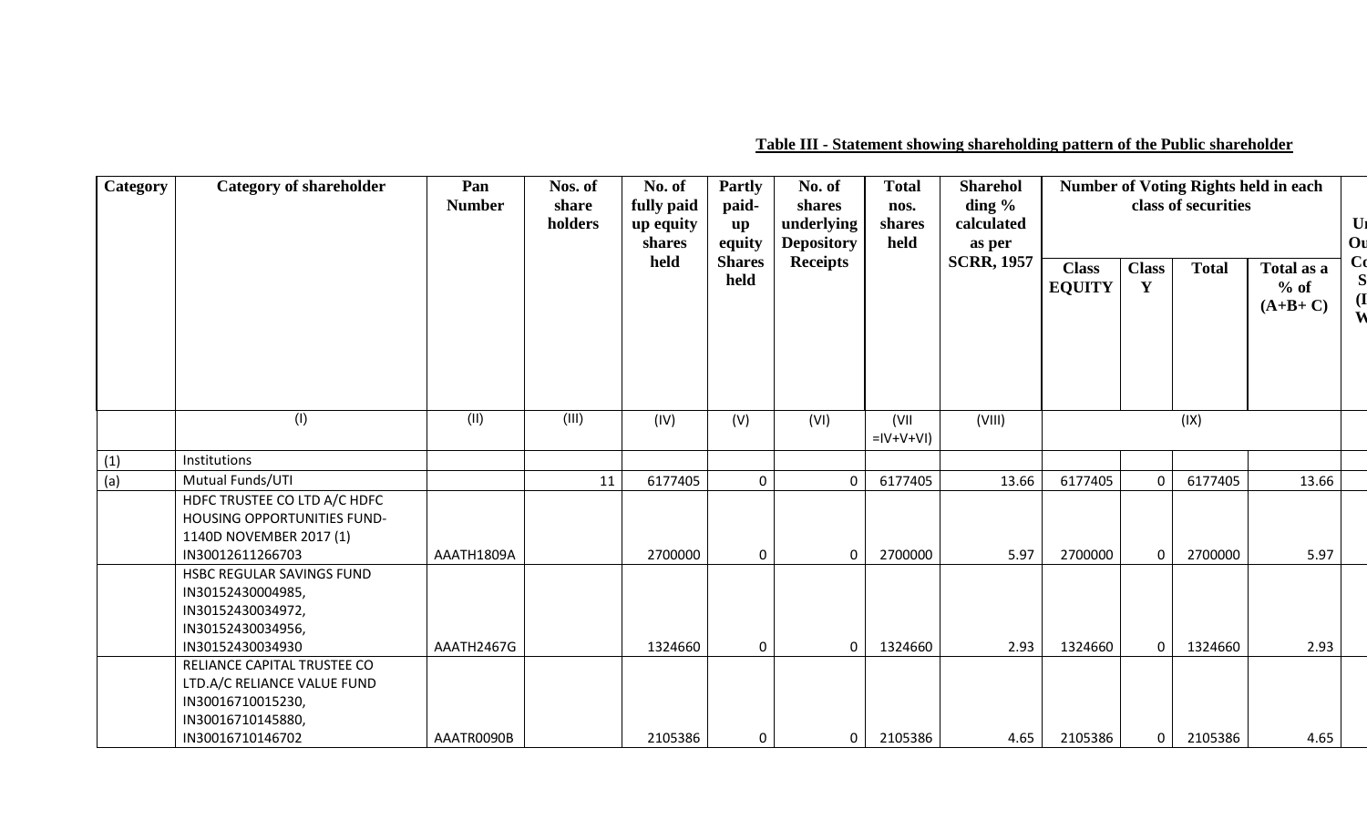## Table III - Statement showing shareholding pattern of the Public shareholder

| Category | Category of shareholder | Pan Number | Nos. of share holders | No. of fully paid up equity shares held | Partly paid-up equity Shares held | No. of shares underlying Depository Receipts | Total nos. shares held | Sharehol ding % calculated as per SCRR, 1957 | Number of Voting Rights held in each class of securities | | | |
|---|---|---|---|---|---|---|---|---|---|---|---|---|
| | | | | | | | | | Class EQUITY | Class Y | Total | Total as a % of (A+B+ C) |
| | (I) | (II) | (III) | (IV) | (V) | (VI) | (VII =IV+V+VI) | (VIII) | (IX) | | | |
| (1) | Institutions | | | | | | | | | | | |
| (a) | Mutual Funds/UTI | | 11 | 6177405 | 0 | 0 | 6177405 | 13.66 | 6177405 | 0 | 6177405 | 13.66 |
| | HDFC TRUSTEE CO LTD A/C HDFC HOUSING OPPORTUNITIES FUND-1140D NOVEMBER 2017 (1) IN30012611266703 | AAATH1809A | | 2700000 | 0 | 0 | 2700000 | 5.97 | 2700000 | 0 | 2700000 | 5.97 |
| | HSBC REGULAR SAVINGS FUND IN30152430004985, IN30152430034972, IN30152430034956, IN30152430034930 | AAATH2467G | | 1324660 | 0 | 0 | 1324660 | 2.93 | 1324660 | 0 | 1324660 | 2.93 |
| | RELIANCE CAPITAL TRUSTEE CO LTD.A/C RELIANCE VALUE FUND IN30016710015230, IN30016710145880, IN30016710146702 | AAATR0090B | | 2105386 | 0 | 0 | 2105386 | 4.65 | 2105386 | 0 | 2105386 | 4.65 |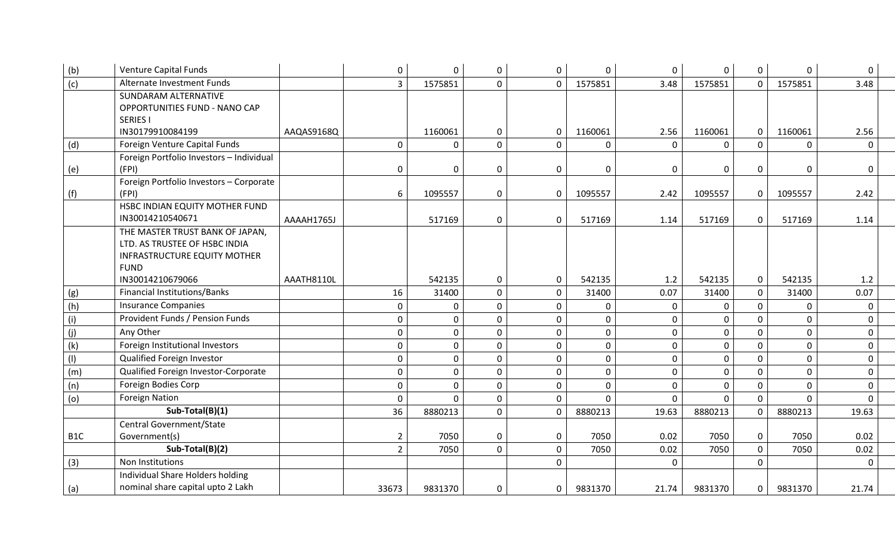| | | | | | | | | | | | | |
|---|---|---|---|---|---|---|---|---|---|---|---|---|
| (b) | Venture Capital Funds | | 0 | 0 | 0 | 0 | 0 | 0 | 0 | 0 | 0 | 0 |
| (c) | Alternate Investment Funds | | 3 | 1575851 | 0 | 0 | 1575851 | 3.48 | 1575851 | 0 | 1575851 | 3.48 |
| | SUNDARAM ALTERNATIVE OPPORTUNITIES FUND - NANO CAP SERIES I IN30179910084199 | AAQAS9168Q | | 1160061 | 0 | 0 | 1160061 | 2.56 | 1160061 | 0 | 1160061 | 2.56 |
| (d) | Foreign Venture Capital Funds | | 0 | 0 | 0 | 0 | 0 | 0 | 0 | 0 | 0 | 0 |
| (e) | Foreign Portfolio Investors – Individual (FPI) | | 0 | 0 | 0 | 0 | 0 | 0 | 0 | 0 | 0 | 0 |
| (f) | Foreign Portfolio Investors – Corporate (FPI) | | 6 | 1095557 | 0 | 0 | 1095557 | 2.42 | 1095557 | 0 | 1095557 | 2.42 |
| | HSBC INDIAN EQUITY MOTHER FUND IN30014210540671 | AAAAH1765J | | 517169 | 0 | 0 | 517169 | 1.14 | 517169 | 0 | 517169 | 1.14 |
| | THE MASTER TRUST BANK OF JAPAN, LTD. AS TRUSTEE OF HSBC INDIA INFRASTRUCTURE EQUITY MOTHER FUND IN30014210679066 | AAATH8110L | | 542135 | 0 | 0 | 542135 | 1.2 | 542135 | 0 | 542135 | 1.2 |
| (g) | Financial Institutions/Banks | | 16 | 31400 | 0 | 0 | 31400 | 0.07 | 31400 | 0 | 31400 | 0.07 |
| (h) | Insurance Companies | | 0 | 0 | 0 | 0 | 0 | 0 | 0 | 0 | 0 | 0 |
| (i) | Provident Funds / Pension Funds | | 0 | 0 | 0 | 0 | 0 | 0 | 0 | 0 | 0 | 0 |
| (j) | Any Other | | 0 | 0 | 0 | 0 | 0 | 0 | 0 | 0 | 0 | 0 |
| (k) | Foreign Institutional Investors | | 0 | 0 | 0 | 0 | 0 | 0 | 0 | 0 | 0 | 0 |
| (l) | Qualified Foreign Investor | | 0 | 0 | 0 | 0 | 0 | 0 | 0 | 0 | 0 | 0 |
| (m) | Qualified Foreign Investor-Corporate | | 0 | 0 | 0 | 0 | 0 | 0 | 0 | 0 | 0 | 0 |
| (n) | Foreign Bodies Corp | | 0 | 0 | 0 | 0 | 0 | 0 | 0 | 0 | 0 | 0 |
| (o) | Foreign Nation | | 0 | 0 | 0 | 0 | 0 | 0 | 0 | 0 | 0 | 0 |
| | **Sub-Total(B)(1)** | | 36 | 8880213 | 0 | 0 | 8880213 | 19.63 | 8880213 | 0 | 8880213 | 19.63 |
| B1C | Central Government/State Government(s) | | 2 | 7050 | 0 | 0 | 7050 | 0.02 | 7050 | 0 | 7050 | 0.02 |
| | **Sub-Total(B)(2)** | | 2 | 7050 | 0 | 0 | 7050 | 0.02 | 7050 | 0 | 7050 | 0.02 |
| (3) | Non Institutions | | | | | 0 | | 0 | | 0 | | 0 |
| (a) | Individual Share Holders holding nominal share capital upto 2 Lakh | | 33673 | 9831370 | 0 | 0 | 9831370 | 21.74 | 9831370 | 0 | 9831370 | 21.74 |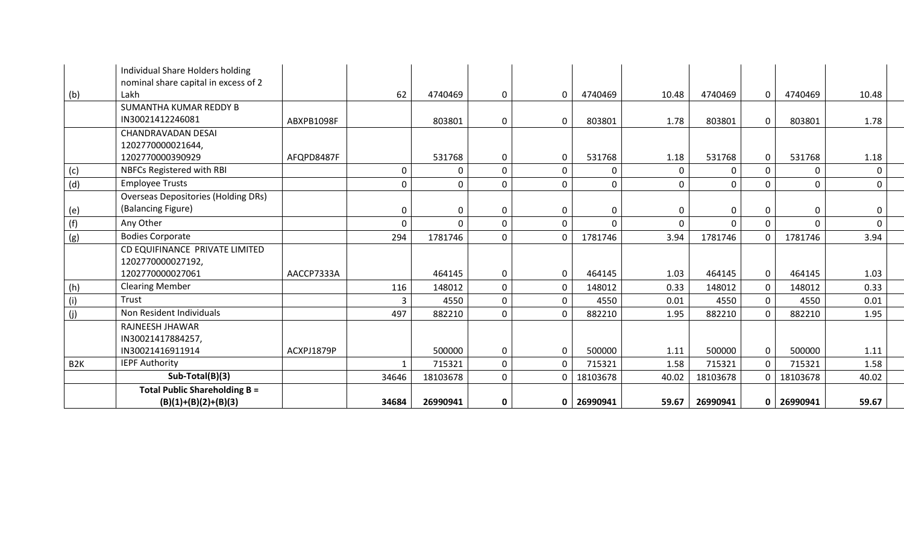| | | | | | | | | | | | | | |
|---|---|---|---|---|---|---|---|---|---|---|---|---|---|
| (b) | Individual Share Holders holding nominal share capital in excess of 2 Lakh | | 62 | 4740469 | 0 | 0 | 4740469 | 10.48 | 4740469 | 0 | 4740469 | 10.48 | |
| | SUMANTHA KUMAR REDDY B IN30021412246081 | ABXPB1098F | | 803801 | 0 | 0 | 803801 | 1.78 | 803801 | 0 | 803801 | 1.78 | |
| | CHANDRAVADAN DESAI 1202770000021644, 1202770000390929 | AFQPD8487F | | 531768 | 0 | 0 | 531768 | 1.18 | 531768 | 0 | 531768 | 1.18 | |
| (c) | NBFCs Registered with RBI | | 0 | 0 | 0 | 0 | 0 | 0 | 0 | 0 | 0 | 0 | |
| (d) | Employee Trusts | | 0 | 0 | 0 | 0 | 0 | 0 | 0 | 0 | 0 | 0 | |
| (e) | Overseas Depositories (Holding DRs) (Balancing Figure) | | 0 | 0 | 0 | 0 | 0 | 0 | 0 | 0 | 0 | 0 | |
| (f) | Any Other | | 0 | 0 | 0 | 0 | 0 | 0 | 0 | 0 | 0 | 0 | |
| (g) | Bodies Corporate | | 294 | 1781746 | 0 | 0 | 1781746 | 3.94 | 1781746 | 0 | 1781746 | 3.94 | |
| | CD EQUIFINANCE PRIVATE LIMITED 1202770000027192, 1202770000027061 | AACCP7333A | | 464145 | 0 | 0 | 464145 | 1.03 | 464145 | 0 | 464145 | 1.03 | |
| (h) | Clearing Member | | 116 | 148012 | 0 | 0 | 148012 | 0.33 | 148012 | 0 | 148012 | 0.33 | |
| (i) | Trust | | 3 | 4550 | 0 | 0 | 4550 | 0.01 | 4550 | 0 | 4550 | 0.01 | |
| (j) | Non Resident Individuals | | 497 | 882210 | 0 | 0 | 882210 | 1.95 | 882210 | 0 | 882210 | 1.95 | |
| | RAJNEESH JHAWAR IN30021417884257, IN30021416911914 | ACXPJ1879P | | 500000 | 0 | 0 | 500000 | 1.11 | 500000 | 0 | 500000 | 1.11 | |
| B2K | IEPF Authority | | 1 | 715321 | 0 | 0 | 715321 | 1.58 | 715321 | 0 | 715321 | 1.58 | |
| | **Sub-Total(B)(3)** | | 34646 | 18103678 | 0 | 0 | 18103678 | 40.02 | 18103678 | 0 | 18103678 | 40.02 | |
| | **Total Public Shareholding B = (B)(1)+(B)(2)+(B)(3)** | | **34684** | **26990941** | **0** | **0** | **26990941** | **59.67** | **26990941** | **0** | **26990941** | **59.67** | |